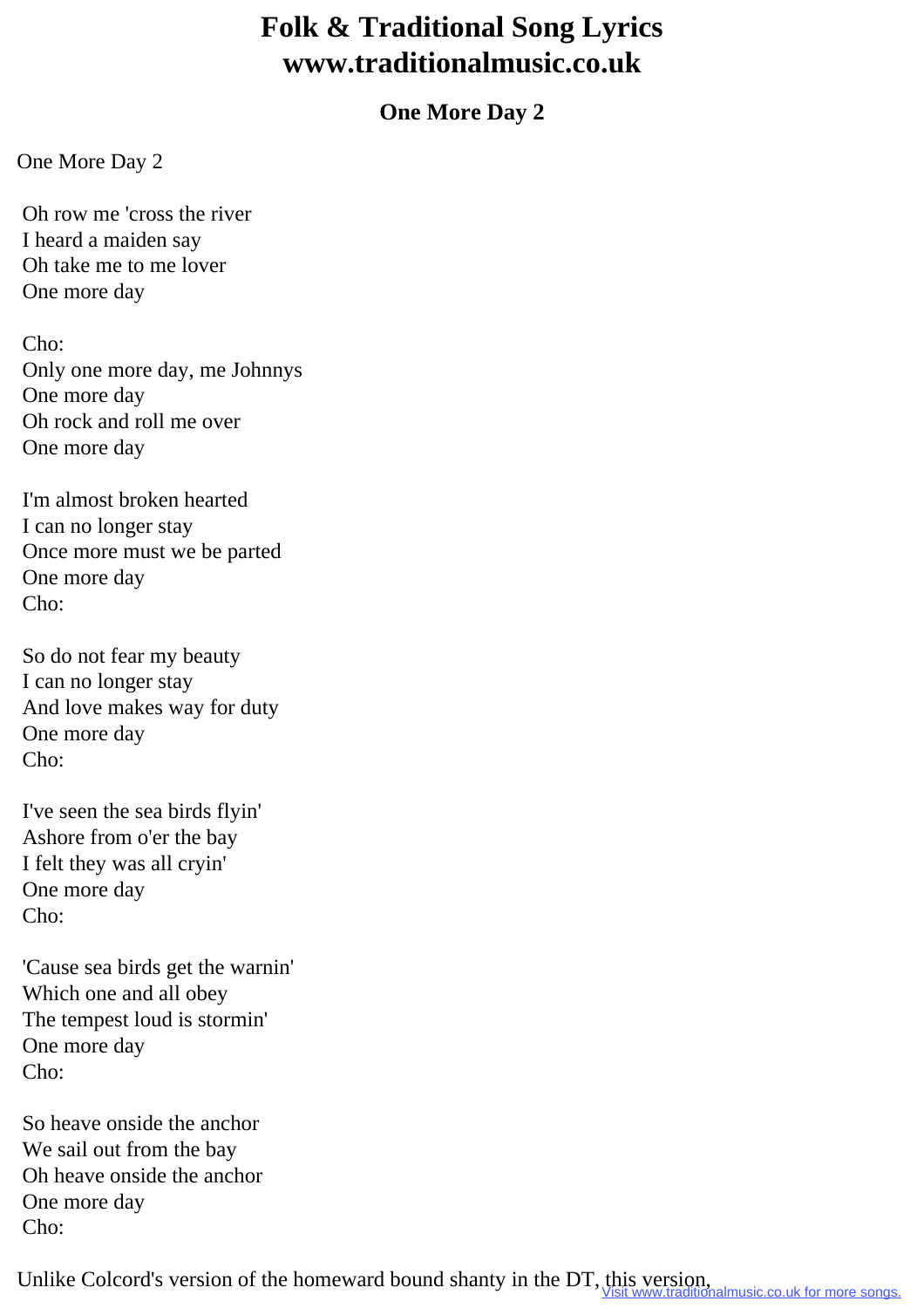# Folk & Traditional Song Lyrics
# www.traditionalmusic.co.uk

## One More Day 2

One More Day 2

Oh row me 'cross the river
I heard a maiden say
Oh take me to me lover
One more day

Cho:
Only one more day, me Johnnys
One more day
Oh rock and roll me over
One more day

I'm almost broken hearted
I can no longer stay
Once more must we be parted
One more day
Cho:

So do not fear my beauty
I can no longer stay
And love makes way for duty
One more day
Cho:

I've seen the sea birds flyin'
Ashore from o'er the bay
I felt they was all cryin'
One more day
Cho:

'Cause sea birds get the warnin'
Which one and all obey
The tempest loud is stormin'
One more day
Cho:

So heave onside the anchor
We sail out from the bay
Oh heave onside the anchor
One more day
Cho:

Unlike Colcord's version of the homeward bound shanty in the DT, this version,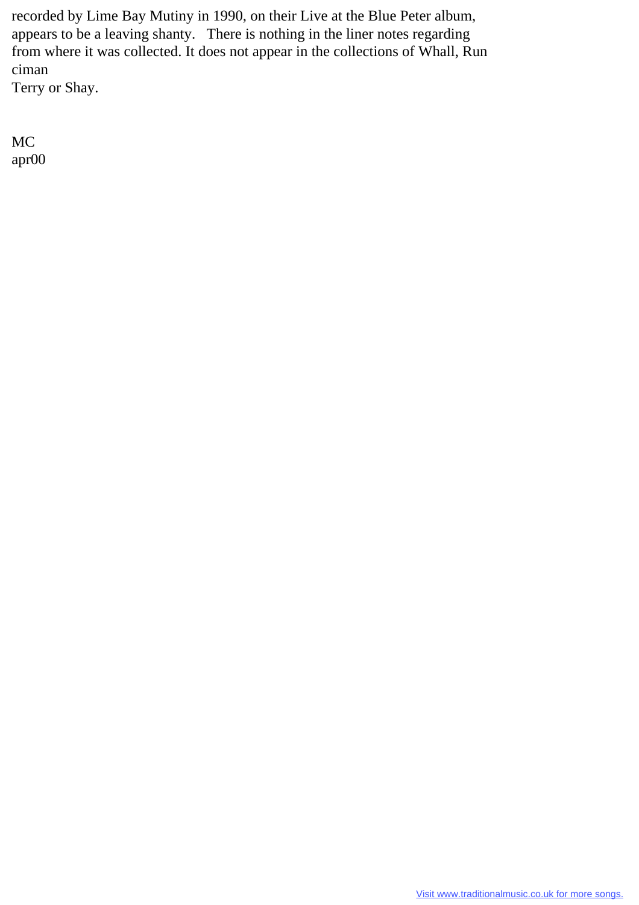recorded by Lime Bay Mutiny in 1990, on their Live at the Blue Peter album, appears to be a leaving shanty. There is nothing in the liner notes regarding from where it was collected. It does not appear in the collections of Whall, Run ciman
Terry or Shay.

MC
apr00